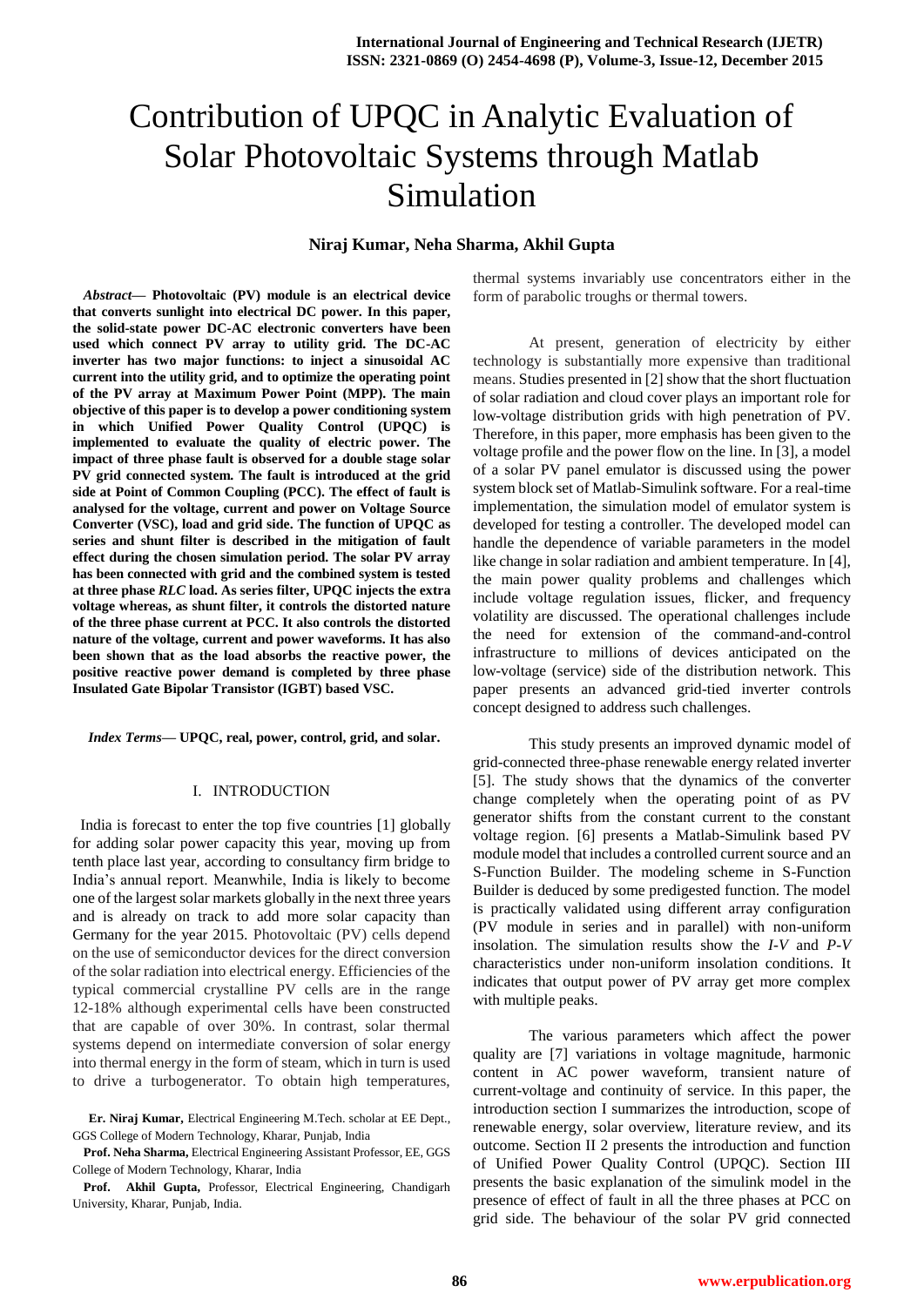# Contribution of UPQC in Analytic Evaluation of Solar Photovoltaic Systems through Matlab Simulation

**Niraj Kumar, Neha Sharma, Akhil Gupta**

***Abstract*— Photovoltaic (PV) module is an electrical device that converts sunlight into electrical DC power. In this paper, the solid-state power DC-AC electronic converters have been used which connect PV array to utility grid. The DC-AC inverter has two major functions: to inject a sinusoidal AC current into the utility grid, and to optimize the operating point of the PV array at Maximum Power Point (MPP). The main objective of this paper is to develop a power conditioning system in which Unified Power Quality Control (UPQC) is implemented to evaluate the quality of electric power. The impact of three phase fault is observed for a double stage solar PV grid connected system. The fault is introduced at the grid side at Point of Common Coupling (PCC). The effect of fault is analysed for the voltage, current and power on Voltage Source Converter (VSC), load and grid side. The function of UPQC as series and shunt filter is described in the mitigation of fault effect during the chosen simulation period. The solar PV array has been connected with grid and the combined system is tested at three phase *RLC* load. As series filter, UPQC injects the extra voltage whereas, as shunt filter, it controls the distorted nature of the three phase current at PCC. It also controls the distorted nature of the voltage, current and power waveforms. It has also been shown that as the load absorbs the reactive power, the positive reactive power demand is completed by three phase Insulated Gate Bipolar Transistor (IGBT) based VSC.**

***Index Terms*— UPQC, real, power, control, grid, and solar.**

## I. INTRODUCTION

India is forecast to enter the top five countries [1] globally for adding solar power capacity this year, moving up from tenth place last year, according to consultancy firm bridge to India's annual report. Meanwhile, India is likely to become one of the largest solar markets globally in the next three years and is already on track to add more solar capacity than Germany for the year 2015. Photovoltaic (PV) cells depend on the use of semiconductor devices for the direct conversion of the solar radiation into electrical energy. Efficiencies of the typical commercial crystalline PV cells are in the range 12-18% although experimental cells have been constructed that are capable of over 30%. In contrast, solar thermal systems depend on intermediate conversion of solar energy into thermal energy in the form of steam, which in turn is used to drive a turbogenerator. To obtain high temperatures, thermal systems invariably use concentrators either in the form of parabolic troughs or thermal towers.

At present, generation of electricity by either technology is substantially more expensive than traditional means. Studies presented in [2] show that the short fluctuation of solar radiation and cloud cover plays an important role for low-voltage distribution grids with high penetration of PV. Therefore, in this paper, more emphasis has been given to the voltage profile and the power flow on the line. In [3], a model of a solar PV panel emulator is discussed using the power system block set of Matlab-Simulink software. For a real-time implementation, the simulation model of emulator system is developed for testing a controller. The developed model can handle the dependence of variable parameters in the model like change in solar radiation and ambient temperature. In [4], the main power quality problems and challenges which include voltage regulation issues, flicker, and frequency volatility are discussed. The operational challenges include the need for extension of the command-and-control infrastructure to millions of devices anticipated on the low-voltage (service) side of the distribution network. This paper presents an advanced grid-tied inverter controls concept designed to address such challenges.

This study presents an improved dynamic model of grid-connected three-phase renewable energy related inverter [5]. The study shows that the dynamics of the converter change completely when the operating point of as PV generator shifts from the constant current to the constant voltage region. [6] presents a Matlab-Simulink based PV module model that includes a controlled current source and an S-Function Builder. The modeling scheme in S-Function Builder is deduced by some predigested function. The model is practically validated using different array configuration (PV module in series and in parallel) with non-uniform insolation. The simulation results show the *I-V* and *P-V* characteristics under non-uniform insolation conditions. It indicates that output power of PV array get more complex with multiple peaks.

The various parameters which affect the power quality are [7] variations in voltage magnitude, harmonic content in AC power waveform, transient nature of current-voltage and continuity of service. In this paper, the introduction section I summarizes the introduction, scope of renewable energy, solar overview, literature review, and its outcome. Section II 2 presents the introduction and function of Unified Power Quality Control (UPQC). Section III presents the basic explanation of the simulink model in the presence of effect of fault in all the three phases at PCC on grid side. The behaviour of the solar PV grid connected

**Er. Niraj Kumar,** Electrical Engineering M.Tech. scholar at EE Dept., GGS College of Modern Technology, Kharar, Punjab, India

**Prof. Neha Sharma,** Electrical Engineering Assistant Professor, EE, GGS College of Modern Technology, Kharar, India

**Prof. Akhil Gupta,** Professor, Electrical Engineering, Chandigarh University, Kharar, Punjab, India.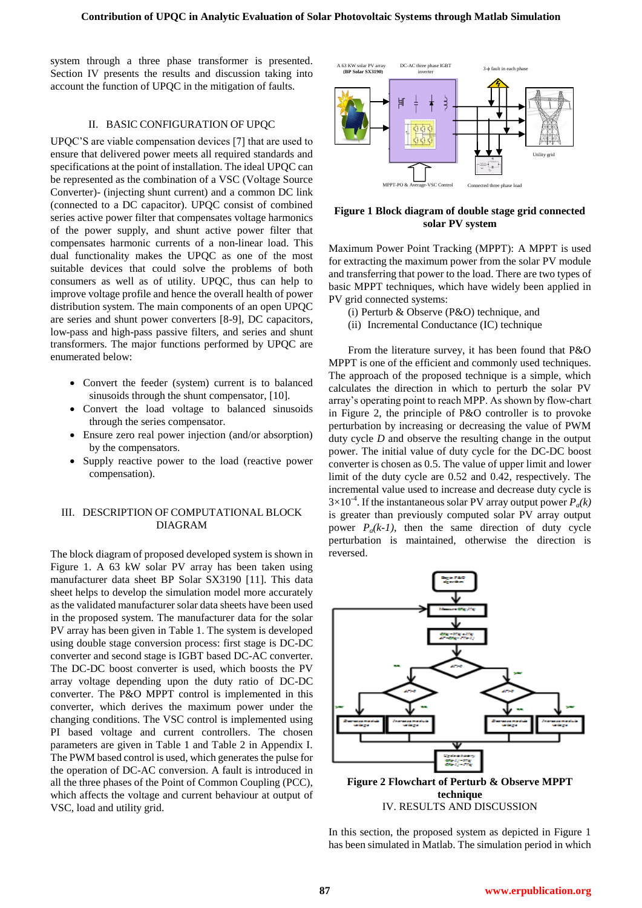system through a three phase transformer is presented. Section IV presents the results and discussion taking into account the function of UPQC in the mitigation of faults.

## II. BASIC CONFIGURATION OF UPQC

UPQC'S are viable compensation devices [7] that are used to ensure that delivered power meets all required standards and specifications at the point of installation. The ideal UPQC can be represented as the combination of a VSC (Voltage Source Converter)- (injecting shunt current) and a common DC link (connected to a DC capacitor). UPQC consist of combined series active power filter that compensates voltage harmonics of the power supply, and shunt active power filter that compensates harmonic currents of a non-linear load. This dual functionality makes the UPQC as one of the most suitable devices that could solve the problems of both consumers as well as of utility. UPQC, thus can help to improve voltage profile and hence the overall health of power distribution system. The main components of an open UPQC are series and shunt power converters [8-9], DC capacitors, low-pass and high-pass passive filters, and series and shunt transformers. The major functions performed by UPQC are enumerated below:

- Convert the feeder (system) current is to balanced sinusoids through the shunt compensator, [10].
- Convert the load voltage to balanced sinusoids through the series compensator.
- Ensure zero real power injection (and/or absorption) by the compensators.
- Supply reactive power to the load (reactive power compensation).

## III. DESCRIPTION OF COMPUTATIONAL BLOCK DIAGRAM

The block diagram of proposed developed system is shown in Figure 1. A 63 kW solar PV array has been taken using manufacturer data sheet BP Solar SX3190 [11]. This data sheet helps to develop the simulation model more accurately as the validated manufacturer solar data sheets have been used in the proposed system. The manufacturer data for the solar PV array has been given in Table 1. The system is developed using double stage conversion process: first stage is DC-DC converter and second stage is IGBT based DC-AC converter. The DC-DC boost converter is used, which boosts the PV array voltage depending upon the duty ratio of DC-DC converter. The P&O MPPT control is implemented in this converter, which derives the maximum power under the changing conditions. The VSC control is implemented using PI based voltage and current controllers. The chosen parameters are given in Table 1 and Table 2 in Appendix I. The PWM based control is used, which generates the pulse for the operation of DC-AC conversion. A fault is introduced in all the three phases of the Point of Common Coupling (PCC), which affects the voltage and current behaviour at output of VSC, load and utility grid.

**Figure 1 Block diagram of double stage grid connected solar PV system**

Maximum Power Point Tracking (MPPT): A MPPT is used for extracting the maximum power from the solar PV module and transferring that power to the load. There are two types of basic MPPT techniques, which have widely been applied in PV grid connected systems:

(i) Perturb & Observe (P&O) technique, and
(ii) Incremental Conductance (IC) technique

From the literature survey, it has been found that P&O MPPT is one of the efficient and commonly used techniques. The approach of the proposed technique is a simple, which calculates the direction in which to perturb the solar PV array's operating point to reach MPP. As shown by flow-chart in Figure 2, the principle of P&O controller is to provoke perturbation by increasing or decreasing the value of PWM duty cycle *D* and observe the resulting change in the output power. The initial value of duty cycle for the DC-DC boost converter is chosen as 0.5. The value of upper limit and lower limit of the duty cycle are 0.52 and 0.42, respectively. The incremental value used to increase and decrease duty cycle is $3{\times}10^{-4}$. If the instantaneous solar PV array output power $P_a(k)$ is greater than previously computed solar PV array output power $P_a(k\text{-}1)$, then the same direction of duty cycle perturbation is maintained, otherwise the direction is reversed.

**Figure 2 Flowchart of Perturb & Observe MPPT technique**

## IV. RESULTS AND DISCUSSION

In this section, the proposed system as depicted in Figure 1 has been simulated in Matlab. The simulation period in which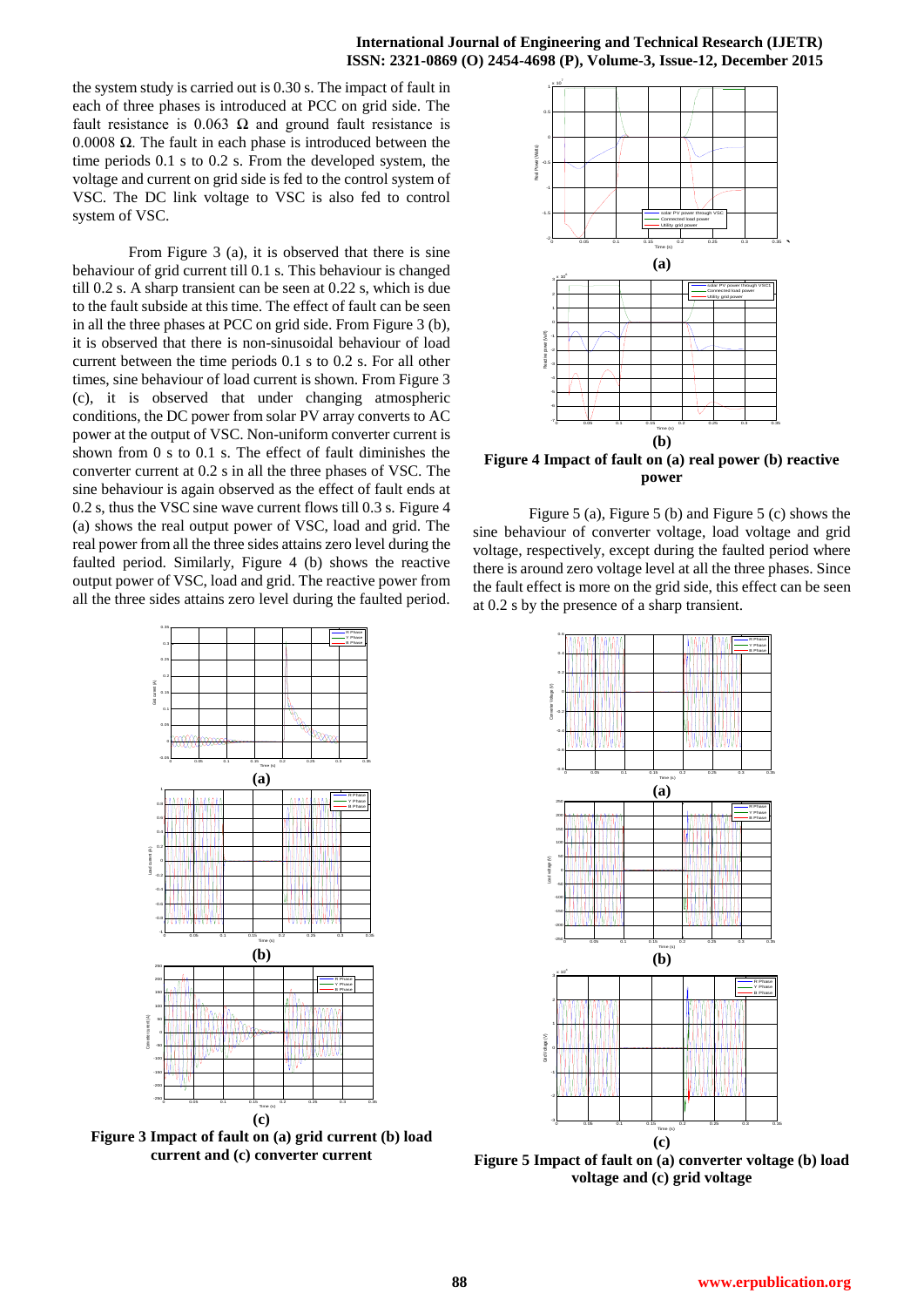the system study is carried out is 0.30 s. The impact of fault in each of three phases is introduced at PCC on grid side. The fault resistance is 0.063 Ω and ground fault resistance is 0.0008 Ω. The fault in each phase is introduced between the time periods 0.1 s to 0.2 s. From the developed system, the voltage and current on grid side is fed to the control system of VSC. The DC link voltage to VSC is also fed to control system of VSC.

From Figure 3 (a), it is observed that there is sine behaviour of grid current till 0.1 s. This behaviour is changed till 0.2 s. A sharp transient can be seen at 0.22 s, which is due to the fault subside at this time. The effect of fault can be seen in all the three phases at PCC on grid side. From Figure 3 (b), it is observed that there is non-sinusoidal behaviour of load current between the time periods 0.1 s to 0.2 s. For all other times, sine behaviour of load current is shown. From Figure 3 (c), it is observed that under changing atmospheric conditions, the DC power from solar PV array converts to AC power at the output of VSC. Non-uniform converter current is shown from 0 s to 0.1 s. The effect of fault diminishes the converter current at 0.2 s in all the three phases of VSC. The sine behaviour is again observed as the effect of fault ends at 0.2 s, thus the VSC sine wave current flows till 0.3 s. Figure 4 (a) shows the real output power of VSC, load and grid. The real power from all the three sides attains zero level during the faulted period. Similarly, Figure 4 (b) shows the reactive output power of VSC, load and grid. The reactive power from all the three sides attains zero level during the faulted period.

**(a)**

**(b)**

**(c)**

**Figure 3 Impact of fault on (a) grid current (b) load current and (c) converter current**

**(a)**

**(b)**

**Figure 4 Impact of fault on (a) real power (b) reactive power**

Figure 5 (a), Figure 5 (b) and Figure 5 (c) shows the sine behaviour of converter voltage, load voltage and grid voltage, respectively, except during the faulted period where there is around zero voltage level at all the three phases. Since the fault effect is more on the grid side, this effect can be seen at 0.2 s by the presence of a sharp transient.

**(a)**

**(b)**

**(c)**

**Figure 5 Impact of fault on (a) converter voltage (b) load voltage and (c) grid voltage**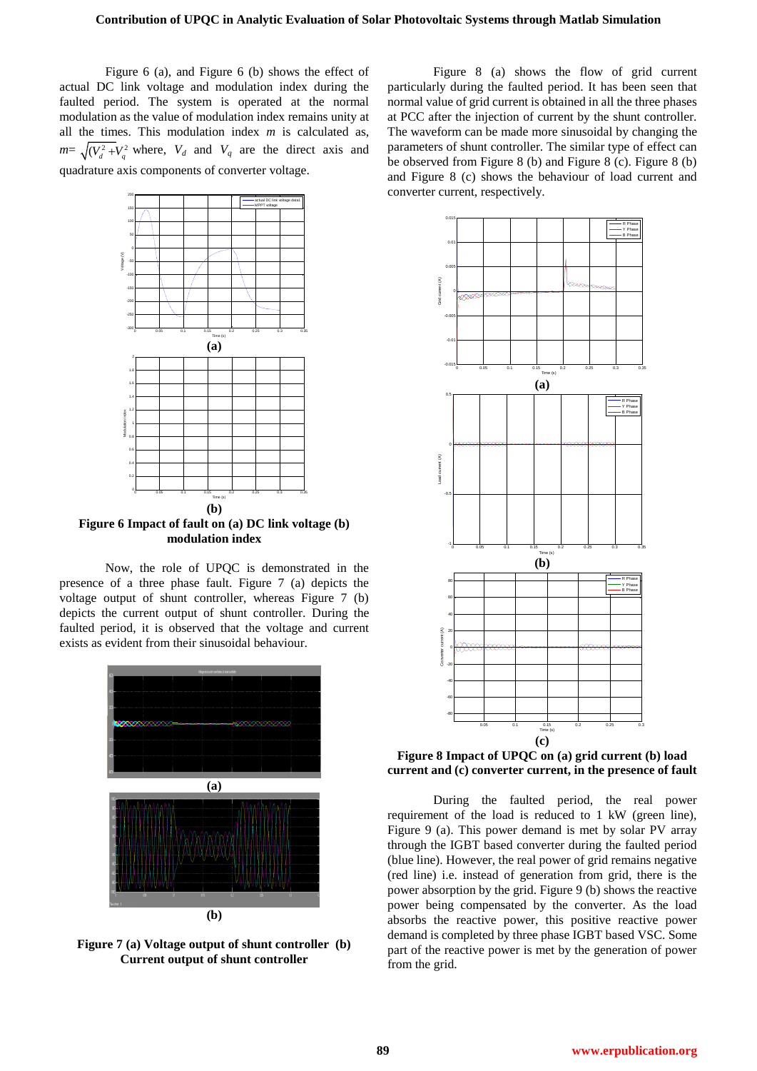Figure 6 (a), and Figure 6 (b) shows the effect of actual DC link voltage and modulation index during the faulted period. The system is operated at the normal modulation as the value of modulation index remains unity at all the times. This modulation index *m* is calculated as, $m = \sqrt{(V_d^2 + V_q^2}$ where, $V_d$ and $V_q$ are the direct axis and quadrature axis components of converter voltage.

**Figure 6 Impact of fault on (a) DC link voltage (b) modulation index**

Now, the role of UPQC is demonstrated in the presence of a three phase fault. Figure 7 (a) depicts the voltage output of shunt controller, whereas Figure 7 (b) depicts the current output of shunt controller. During the faulted period, it is observed that the voltage and current exists as evident from their sinusoidal behaviour.

**Figure 7 (a) Voltage output of shunt controller (b) Current output of shunt controller**

Figure 8 (a) shows the flow of grid current particularly during the faulted period. It has been seen that normal value of grid current is obtained in all the three phases at PCC after the injection of current by the shunt controller. The waveform can be made more sinusoidal by changing the parameters of shunt controller. The similar type of effect can be observed from Figure 8 (b) and Figure 8 (c). Figure 8 (b) and Figure 8 (c) shows the behaviour of load current and converter current, respectively.

**Figure 8 Impact of UPQC on (a) grid current (b) load current and (c) converter current, in the presence of fault**

During the faulted period, the real power requirement of the load is reduced to 1 kW (green line), Figure 9 (a). This power demand is met by solar PV array through the IGBT based converter during the faulted period (blue line). However, the real power of grid remains negative (red line) i.e. instead of generation from grid, there is the power absorption by the grid. Figure 9 (b) shows the reactive power being compensated by the converter. As the load absorbs the reactive power, this positive reactive power demand is completed by three phase IGBT based VSC. Some part of the reactive power is met by the generation of power from the grid.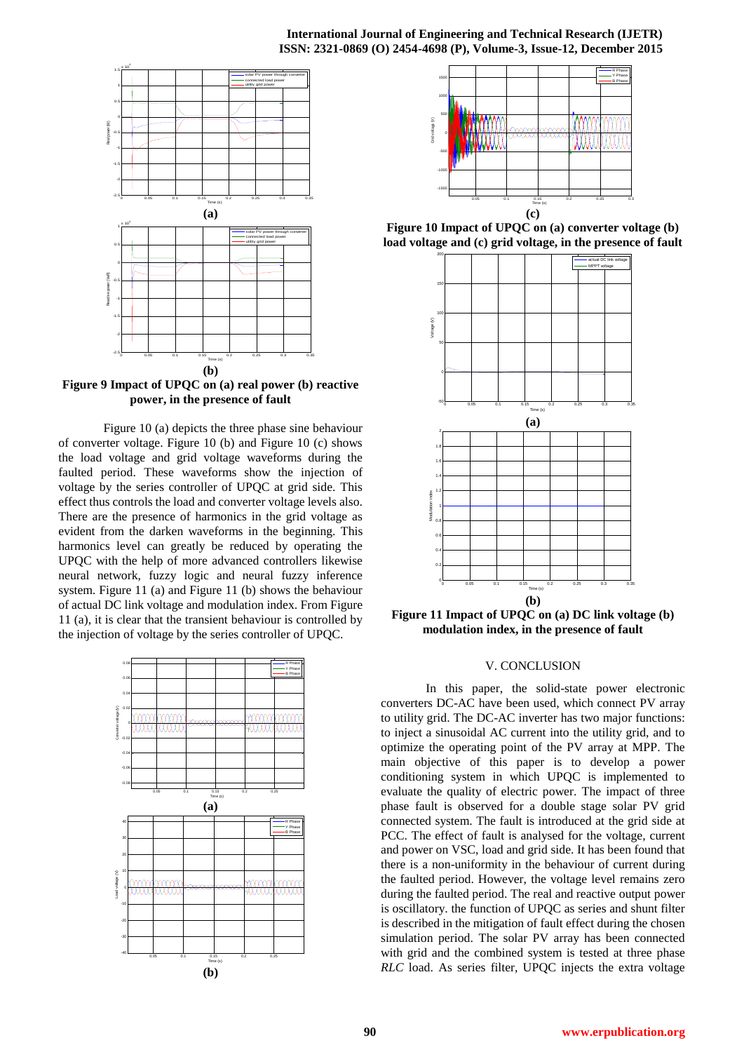**(a)**

**(b)**

**Figure 9 Impact of UPQC on (a) real power (b) reactive power, in the presence of fault**

Figure 10 (a) depicts the three phase sine behaviour of converter voltage. Figure 10 (b) and Figure 10 (c) shows the load voltage and grid voltage waveforms during the faulted period. These waveforms show the injection of voltage by the series controller of UPQC at grid side. This effect thus controls the load and converter voltage levels also. There are the presence of harmonics in the grid voltage as evident from the darken waveforms in the beginning. This harmonics level can greatly be reduced by operating the UPQC with the help of more advanced controllers likewise neural network, fuzzy logic and neural fuzzy inference system. Figure 11 (a) and Figure 11 (b) shows the behaviour of actual DC link voltage and modulation index. From Figure 11 (a), it is clear that the transient behaviour is controlled by the injection of voltage by the series controller of UPQC.

**(a)**

**(b)**

**(c)**

**Figure 10 Impact of UPQC on (a) converter voltage (b) load voltage and (c) grid voltage, in the presence of fault**

**(a)**

**(b)**

**Figure 11 Impact of UPQC on (a) DC link voltage (b) modulation index, in the presence of fault**

## V. CONCLUSION

In this paper, the solid-state power electronic converters DC-AC have been used, which connect PV array to utility grid. The DC-AC inverter has two major functions: to inject a sinusoidal AC current into the utility grid, and to optimize the operating point of the PV array at MPP. The main objective of this paper is to develop a power conditioning system in which UPQC is implemented to evaluate the quality of electric power. The impact of three phase fault is observed for a double stage solar PV grid connected system. The fault is introduced at the grid side at PCC. The effect of fault is analysed for the voltage, current and power on VSC, load and grid side. It has been found that there is a non-uniformity in the behaviour of current during the faulted period. However, the voltage level remains zero during the faulted period. The real and reactive output power is oscillatory. the function of UPQC as series and shunt filter is described in the mitigation of fault effect during the chosen simulation period. The solar PV array has been connected with grid and the combined system is tested at three phase *RLC* load. As series filter, UPQC injects the extra voltage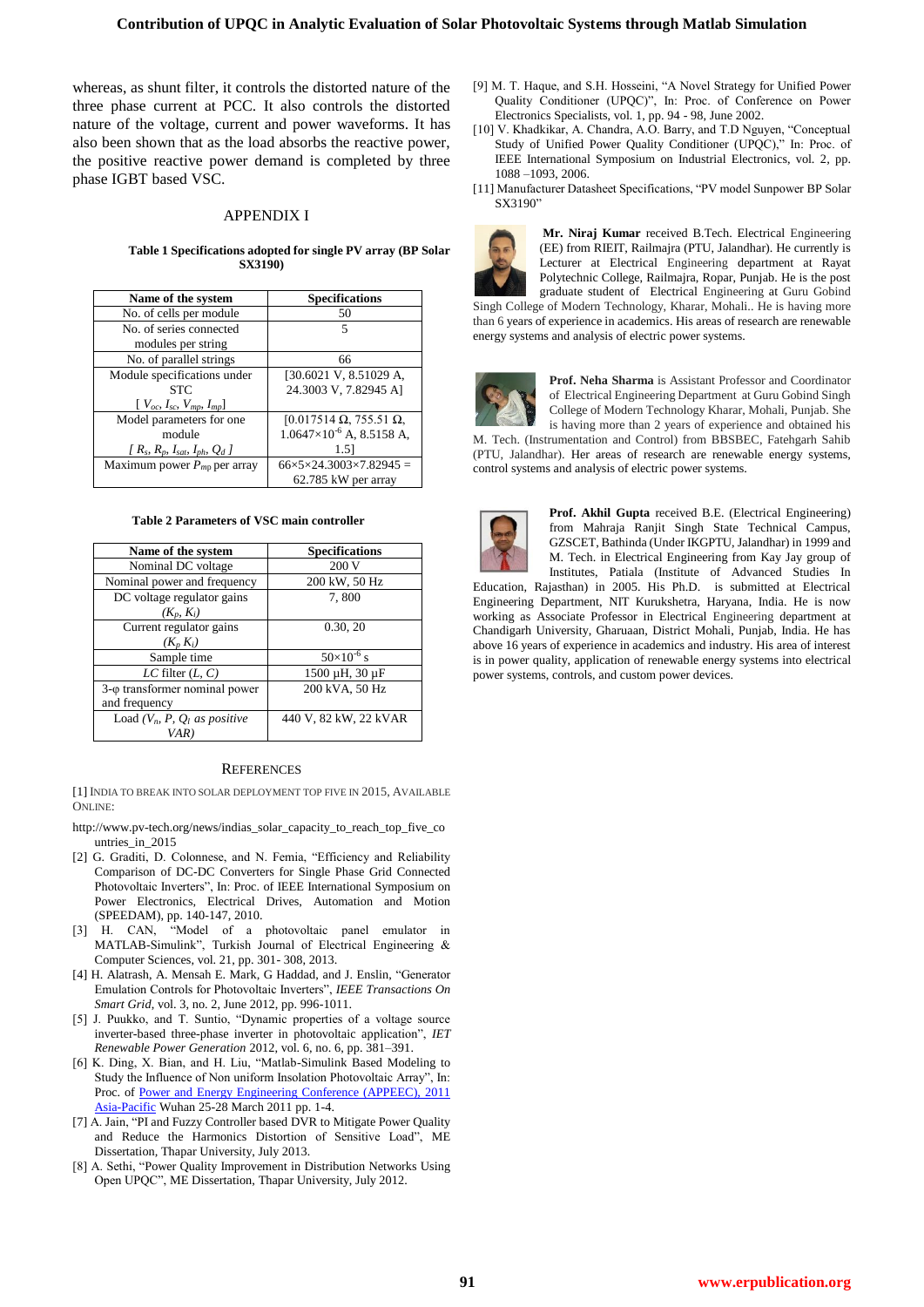whereas, as shunt filter, it controls the distorted nature of the three phase current at PCC. It also controls the distorted nature of the voltage, current and power waveforms. It has also been shown that as the load absorbs the reactive power, the positive reactive power demand is completed by three phase IGBT based VSC.

## APPENDIX I

**Table 1 Specifications adopted for single PV array (BP Solar SX3190)**

| Name of the system | Specifications |
|---|---|
| No. of cells per module | 50 |
| No. of series connected modules per string | 5 |
| No. of parallel strings | 66 |
| Module specifications under STC [ $V_{oc}$, $I_{sc}$, $V_{mp}$, $I_{mp}$] | [30.6021 V, 8.51029 A, 24.3003 V, 7.82945 A] |
| Model parameters for one module [ $R_s$, $R_p$, $I_{sat}$, $I_{ph}$, $Q_d$ ] | [0.017514 Ω, 755.51 Ω, $1.0647\times10^{-6}$ A, 8.5158 A, 1.5] |
| Maximum power $P_{mp}$ per array | 66×5×24.3003×7.82945 = 62.785 kW per array |

**Table 2 Parameters of VSC main controller**

| Name of the system | Specifications |
|---|---|
| Nominal DC voltage | 200 V |
| Nominal power and frequency | 200 kW, 50 Hz |
| DC voltage regulator gains ($K_p$, $K_i$) | 7, 800 |
| Current regulator gains ($K_p$ $K_i$) | 0.30, 20 |
| Sample time | $50\times10^{-6}$ s |
| *LC* filter (*L*, *C*) | 1500 μH, 30 μF |
| 3-φ transformer nominal power and frequency | 200 kVA, 50 Hz |
| Load ($V_n$, *P*, $Q_l$ *as positive VAR*) | 440 V, 82 kW, 22 kVAR |

## REFERENCES

[1] INDIA TO BREAK INTO SOLAR DEPLOYMENT TOP FIVE IN 2015, AVAILABLE ONLINE:
http://www.pv-tech.org/news/indias_solar_capacity_to_reach_top_five_countries_in_2015

[2] G. Graditi, D. Colonnese, and N. Femia, "Efficiency and Reliability Comparison of DC-DC Converters for Single Phase Grid Connected Photovoltaic Inverters", In: Proc. of IEEE International Symposium on Power Electronics, Electrical Drives, Automation and Motion (SPEEDAM), pp. 140-147, 2010.

[3] H. CAN, "Model of a photovoltaic panel emulator in MATLAB-Simulink", Turkish Journal of Electrical Engineering & Computer Sciences, vol. 21, pp. 301- 308, 2013.

[4] H. Alatrash, A. Mensah E. Mark, G Haddad, and J. Enslin, "Generator Emulation Controls for Photovoltaic Inverters", *IEEE Transactions On Smart Grid,* vol. 3, no. 2, June 2012, pp. 996-1011.

[5] J. Puukko, and T. Suntio, "Dynamic properties of a voltage source inverter-based three-phase inverter in photovoltaic application", *IET Renewable Power Generation* 2012, vol. 6, no. 6, pp. 381–391.

[6] K. Ding, X. Bian, and H. Liu, "Matlab-Simulink Based Modeling to Study the Influence of Non uniform Insolation Photovoltaic Array", In: Proc. of Power and Energy Engineering Conference (APPEEC), 2011 Asia-Pacific Wuhan 25-28 March 2011 pp. 1-4.

[7] A. Jain, "PI and Fuzzy Controller based DVR to Mitigate Power Quality and Reduce the Harmonics Distortion of Sensitive Load", ME Dissertation, Thapar University, July 2013.

[8] A. Sethi, "Power Quality Improvement in Distribution Networks Using Open UPQC", ME Dissertation, Thapar University, July 2012.

[9] M. T. Haque, and S.H. Hosseini, "A Novel Strategy for Unified Power Quality Conditioner (UPQC)", In: Proc. of Conference on Power Electronics Specialists, vol. 1, pp. 94 - 98, June 2002.

[10] V. Khadkikar, A. Chandra, A.O. Barry, and T.D Nguyen, "Conceptual Study of Unified Power Quality Conditioner (UPQC)," In: Proc. of IEEE International Symposium on Industrial Electronics, vol. 2, pp. 1088 –1093, 2006.

[11] Manufacturer Datasheet Specifications, "PV model Sunpower BP Solar SX3190"

**Mr. Niraj Kumar** received B.Tech. Electrical Engineering (EE) from RIEIT, Railmajra (PTU, Jalandhar). He currently is Lecturer at Electrical Engineering department at Rayat Polytechnic College, Railmajra, Ropar, Punjab. He is the post graduate student of Electrical Engineering at Guru Gobind Singh College of Modern Technology, Kharar, Mohali.. He is having more than 6 years of experience in academics. His areas of research are renewable energy systems and analysis of electric power systems.

**Prof. Neha Sharma** is Assistant Professor and Coordinator of Electrical Engineering Department at Guru Gobind Singh College of Modern Technology Kharar, Mohali, Punjab. She is having more than 2 years of experience and obtained his M. Tech. (Instrumentation and Control) from BBSBEC, Fatehgarh Sahib (PTU, Jalandhar). Her areas of research are renewable energy systems, control systems and analysis of electric power systems.

**Prof. Akhil Gupta** received B.E. (Electrical Engineering) from Mahraja Ranjit Singh State Technical Campus, GZSCET, Bathinda (Under IKGPTU, Jalandhar) in 1999 and M. Tech. in Electrical Engineering from Kay Jay group of Institutes, Patiala (Institute of Advanced Studies In Education, Rajasthan) in 2005. His Ph.D. is submitted at Electrical Engineering Department, NIT Kurukshetra, Haryana, India. He is now working as Associate Professor in Electrical Engineering department at Chandigarh University, Gharuaan, District Mohali, Punjab, India. He has above 16 years of experience in academics and industry. His area of interest is in power quality, application of renewable energy systems into electrical power systems, controls, and custom power devices.